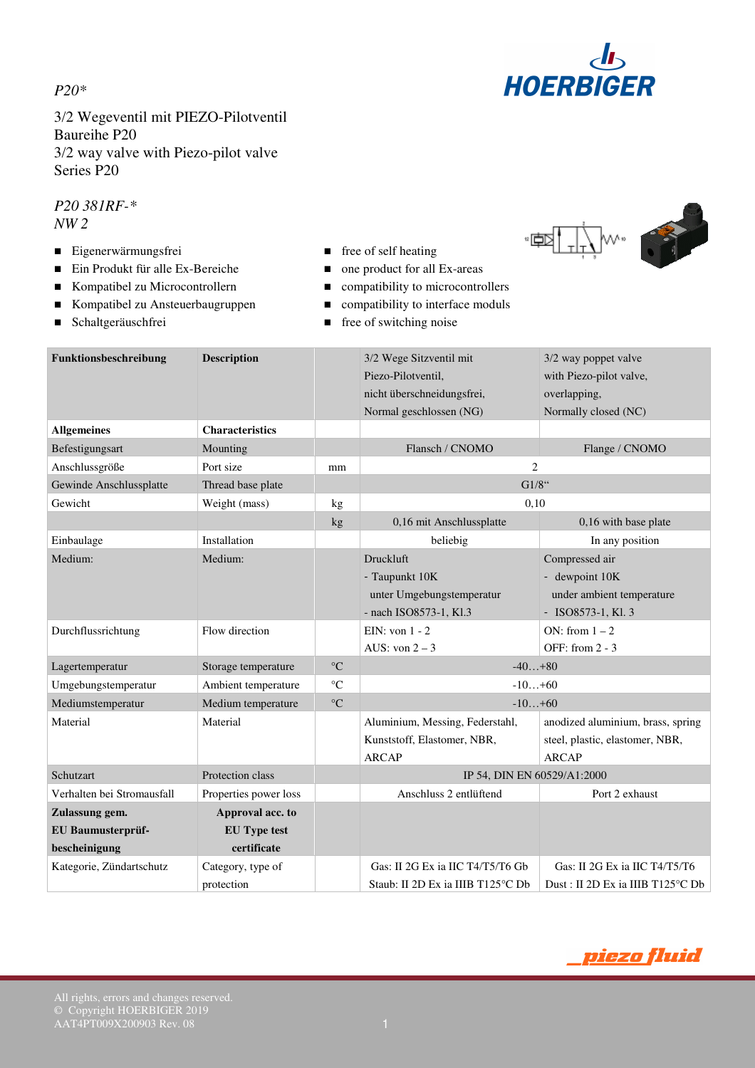*P20**

3/2 Wegeventil mit PIEZO-Pilotventil
Baureihe P20
3/2 way valve with Piezo-pilot valve
Series P20

*P20 381RF-**
*NW 2*

- Eigenerwärmungsfrei
- Ein Produkt für alle Ex-Bereiche
- Kompatibel zu Microcontrollern
- Kompatibel zu Ansteuerbaugruppen
- Schaltgeräuschfrei

- free of self heating
- one product for all Ex-areas
- compatibility to microcontrollers
- compatibility to interface moduls
- free of switching noise

| **Funktionsbeschreibung** | **Description** | | 3/2 Wege Sitzventil mit Piezo-Pilotventil, nicht überschneidungsfrei, Normal geschlossen (NG) | 3/2 way poppet valve with Piezo-pilot valve, overlapping, Normally closed (NC) |
|---|---|---|---|---|
| **Allgemeines** | **Characteristics** | | | |
| Befestigungsart | Mounting | | Flansch / CNOMO | Flange / CNOMO |
| Anschlussgröße | Port size | mm | 2 | |
| Gewinde Anschlussplatte | Thread base plate | | G1/8" | |
| Gewicht | Weight (mass) | kg | 0,10 | |
| | | kg | 0,16 mit Anschlussplatte | 0,16 with base plate |
| Einbaulage | Installation | | beliebig | In any position |
| Medium: | Medium: | | Druckluft<br>- Taupunkt 10K unter Umgebungstemperatur<br>- nach ISO8573-1, Kl.3 | Compressed air<br>- dewpoint 10K under ambient temperature<br>- ISO8573-1, Kl. 3 |
| Durchflussrichtung | Flow direction | | EIN: von 1 - 2<br>AUS: von 2 – 3 | ON: from 1 – 2<br>OFF: from 2 - 3 |
| Lagertemperatur | Storage temperature | °C | -40…+80 | |
| Umgebungstemperatur | Ambient temperature | °C | -10…+60 | |
| Mediumstemperatur | Medium temperature | °C | -10…+60 | |
| Material | Material | | Aluminium, Messing, Federstahl, Kunststoff, Elastomer, NBR, ARCAP | anodized aluminium, brass, spring steel, plastic, elastomer, NBR, ARCAP |
| Schutzart | Protection class | | IP 54, DIN EN 60529/A1:2000 | |
| Verhalten bei Stromausfall | Properties power loss | | Anschluss 2 entlüftend | Port 2 exhaust |
| **Zulassung gem. EU Baumusterprüf-bescheinigung** | **Approval acc. to EU Type test certificate** | | | |
| Kategorie, Zündartschutz | Category, type of protection | | Gas: II 2G Ex ia IIC T4/T5/T6 Gb<br>Staub: II 2D Ex ia IIIB T125°C Db | Gas: II 2G Ex ia IIC T4/T5/T6<br>Dust : II 2D Ex ia IIIB T125°C Db |

All rights, errors and changes reserved.
© Copyright HOERBIGER 2019
AAT4PT009X200903 Rev. 08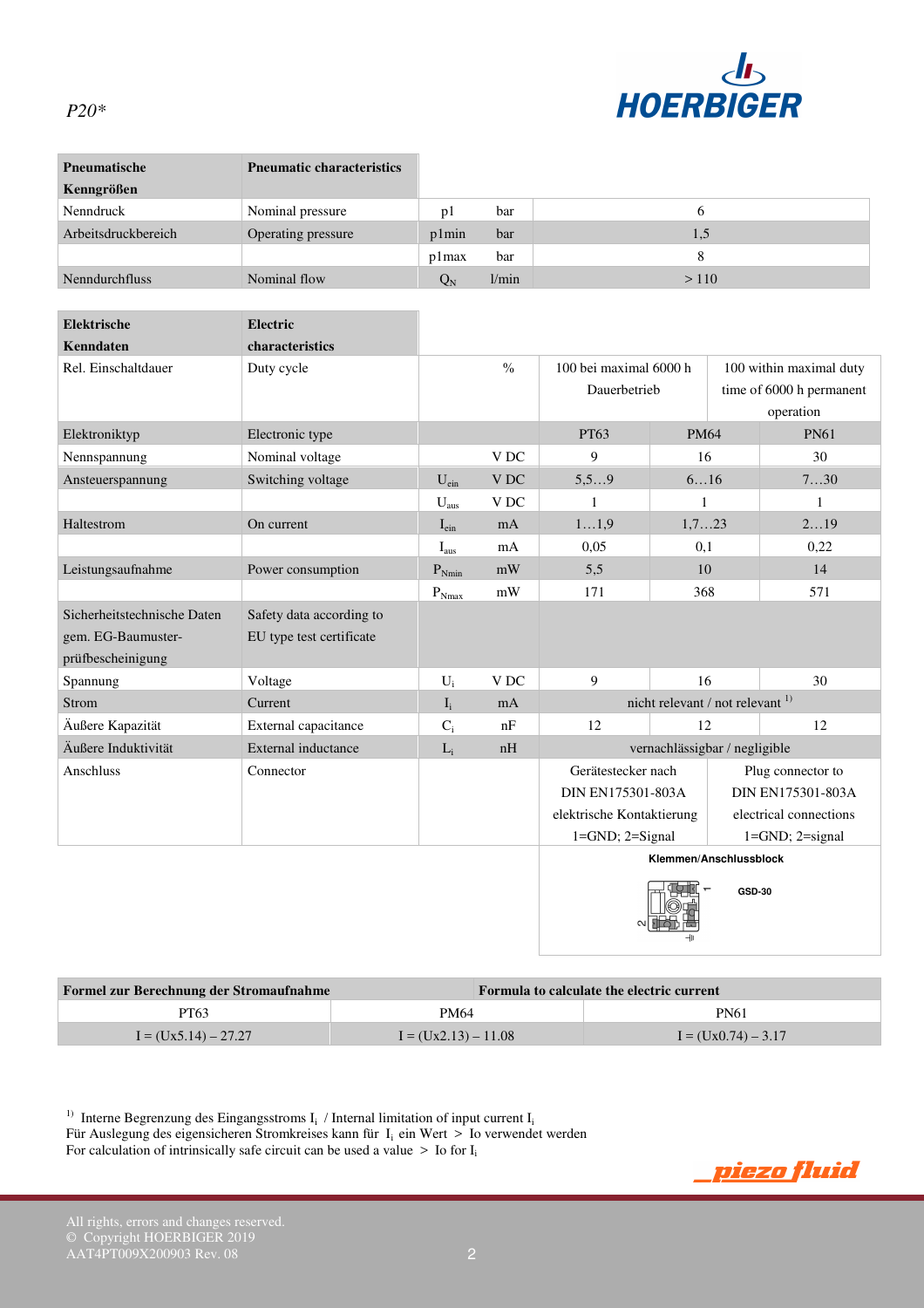*P20**

| Pneumatische Kenngrößen | Pneumatic characteristics | | | |
|---|---|---|---|---|
| Nenndruck | Nominal pressure | p1 | bar | 6 |
| Arbeitsdruckbereich | Operating pressure | p1min | bar | 1,5 |
| | | p1max | bar | 8 |
| Nenndurchfluss | Nominal flow | $Q_N$ | l/min | > 110 |

| Elektrische Kenndaten | Electric characteristics | | | | | |
|---|---|---|---|---|---|---|
| Rel. Einschaltdauer | Duty cycle | | % | 100 bei maximal 6000 h Dauerbetrieb | | 100 within maximal duty time of 6000 h permanent operation |
| Elektroniktyp | Electronic type | | | PT63 | PM64 | PN61 |
| Nennspannung | Nominal voltage | | V DC | 9 | 16 | 30 |
| Ansteuerspannung | Switching voltage | $U_{ein}$ | V DC | 5,5…9 | 6…16 | 7…30 |
| | | $U_{aus}$ | V DC | 1 | 1 | 1 |
| Haltestrom | On current | $I_{ein}$ | mA | 1…1,9 | 1,7…23 | 2…19 |
| | | $I_{aus}$ | mA | 0,05 | 0,1 | 0,22 |
| Leistungsaufnahme | Power consumption | $P_{Nmin}$ | mW | 5,5 | 10 | 14 |
| | | $P_{Nmax}$ | mW | 171 | 368 | 571 |
| Sicherheitstechnische Daten gem. EG-Baumuster-prüfbescheinigung | Safety data according to EU type test certificate | | | | | |
| Spannung | Voltage | $U_i$ | V DC | 9 | 16 | 30 |
| Strom | Current | $I_i$ | mA | nicht relevant / not relevant [1] | | |
| Äußere Kapazität | External capacitance | $C_i$ | nF | 12 | 12 | 12 |
| Äußere Induktivität | External inductance | $L_i$ | nH | vernachlässigbar / negligible | | |
| Anschluss | Connector | | | Gerätestecker nach DIN EN175301-803A elektrische Kontaktierung 1=GND; 2=Signal | | Plug connector to DIN EN175301-803A electrical connections 1=GND; 2=signal |
| | | | | Klemmen/Anschlussblock GSD-30 | | |

| Formel zur Berechnung der Stromaufnahme | Formula to calculate the electric current | |
|---|---|---|
| PT63 | PM64 | PN61 |
| I = (Ux5.14) – 27.27 | I = (Ux2.13) – 11.08 | I = (Ux0.74) – 3.17 |

[1] Interne Begrenzung des Eingangsstroms $I_i$ / Internal limitation of input current $I_i$
Für Auslegung des eigensicheren Stromkreises kann für $I_i$ ein Wert > Io verwendet werden
For calculation of intrinsically safe circuit can be used a value > Io for $I_i$

All rights, errors and changes reserved.
© Copyright HOERBIGER 2019
AAT4PT009X200903 Rev. 08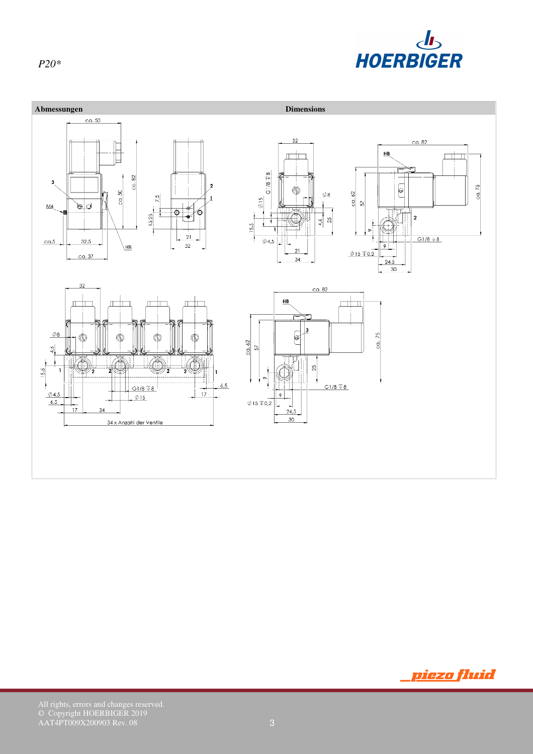*P20**

| Abmessungen | Dimensions |
|---|---|

ca. 50

3

M4

ca.5 32,5

ca. 37

ca. 56 ca. 82

HB

7,5

15,25

2

1

21

32

32

G 1/8 ▽8

Ø15

Ø8

15,5

1

Ø4,5

21

34

4,6

25

ca. 82

HB

ca. 62 57

ca. 75

2

9

G1/8 ▽8

9

Ø15 ▽0.2

24,5

30

32

Ø8

4,6

15,5

1 2 2 2 2 1

G1/8 ▽8

Ø15

6,5

Ø4,5

6,5

17 34

17

34 x Anzahl der Ventile

ca. 82

HB

3

ca. 62 57

ca. 75

25

9

G1/8 ▽8

9

Ø15 ▽0,2

24,5

30

All rights, errors and changes reserved.
© Copyright HOERBIGER 2019
AAT4PT009X200903 Rev. 08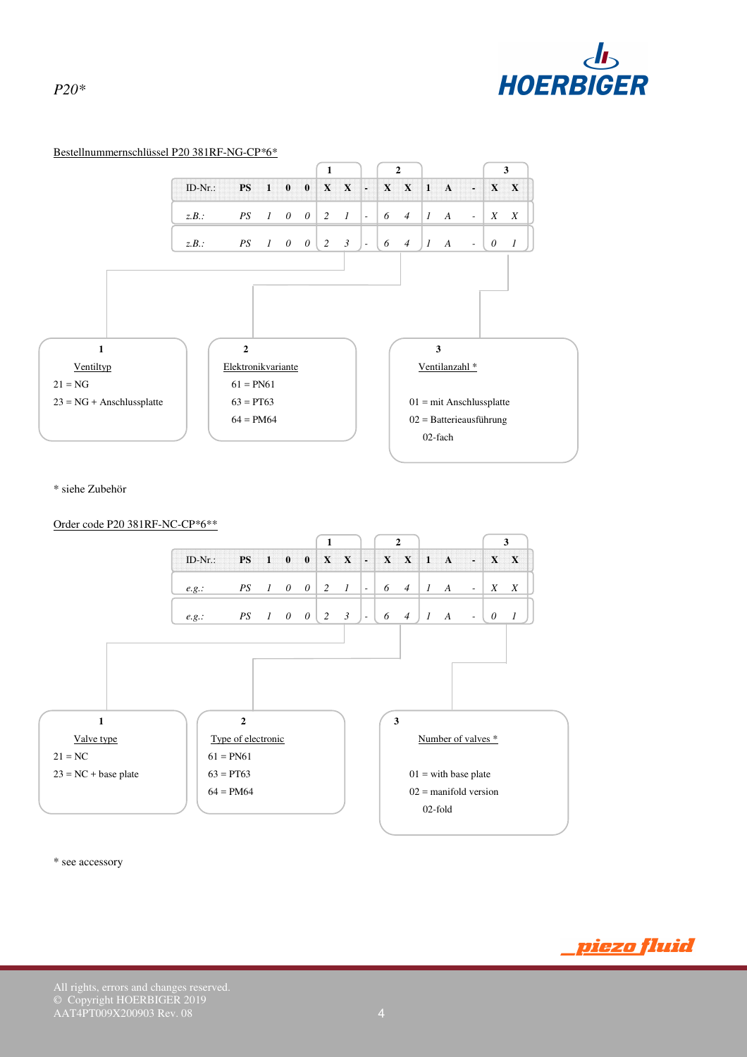Bestellnummernschlüssel P20 381RF-NG-CP*6*

| | | | | | 1 | | | 2 | | | | | 3 | |
|---|---|---|---|---|---|---|---|---|---|---|---|---|---|---|
| ID-Nr.: | **PS** | **1** | **0** | **0** | **X** | **X** | **-** | **X** | **X** | **1** | **A** | **-** | **X** | **X** |
| *z.B.:* | *PS* | *1* | *0* | *0* | *2* | *1* | - | *6* | *4* | *1* | *A* | - | *X* | *X* |
| *z.B.:* | *PS* | *1* | *0* | *0* | *2* | *3* | - | *6* | *4* | *1* | *A* | - | *0* | *1* |

**1**
Ventiltyp
21 = NG
23 = NG + Anschlussplatte

**2**
Elektronikvariante
61 = PN61
63 = PT63
64 = PM64

**3**
Ventilanzahl *
01 = mit Anschlussplatte
02 = Batterieausführung
02-fach

* siehe Zubehör

Order code P20 381RF-NC-CP*6**

| | | | | | 1 | | | 2 | | | | | 3 | |
|---|---|---|---|---|---|---|---|---|---|---|---|---|---|---|
| ID-Nr.: | **PS** | **1** | **0** | **0** | **X** | **X** | **-** | **X** | **X** | **1** | **A** | **-** | **X** | **X** |
| *e.g.:* | *PS* | *1* | *0* | *0* | *2* | *1* | - | *6* | *4* | *1* | *A* | - | *X* | *X* |
| *e.g.:* | *PS* | *1* | *0* | *0* | *2* | *3* | - | *6* | *4* | *1* | *A* | - | *0* | *1* |

**1**
Valve type
21 = NC
23 = NC + base plate

**2**
Type of electronic
61 = PN61
63 = PT63
64 = PM64

**3**
Number of valves *
01 = with base plate
02 = manifold version
02-fold

* see accessory

All rights, errors and changes reserved.
© Copyright HOERBIGER 2019
AAT4PT009X200903 Rev. 08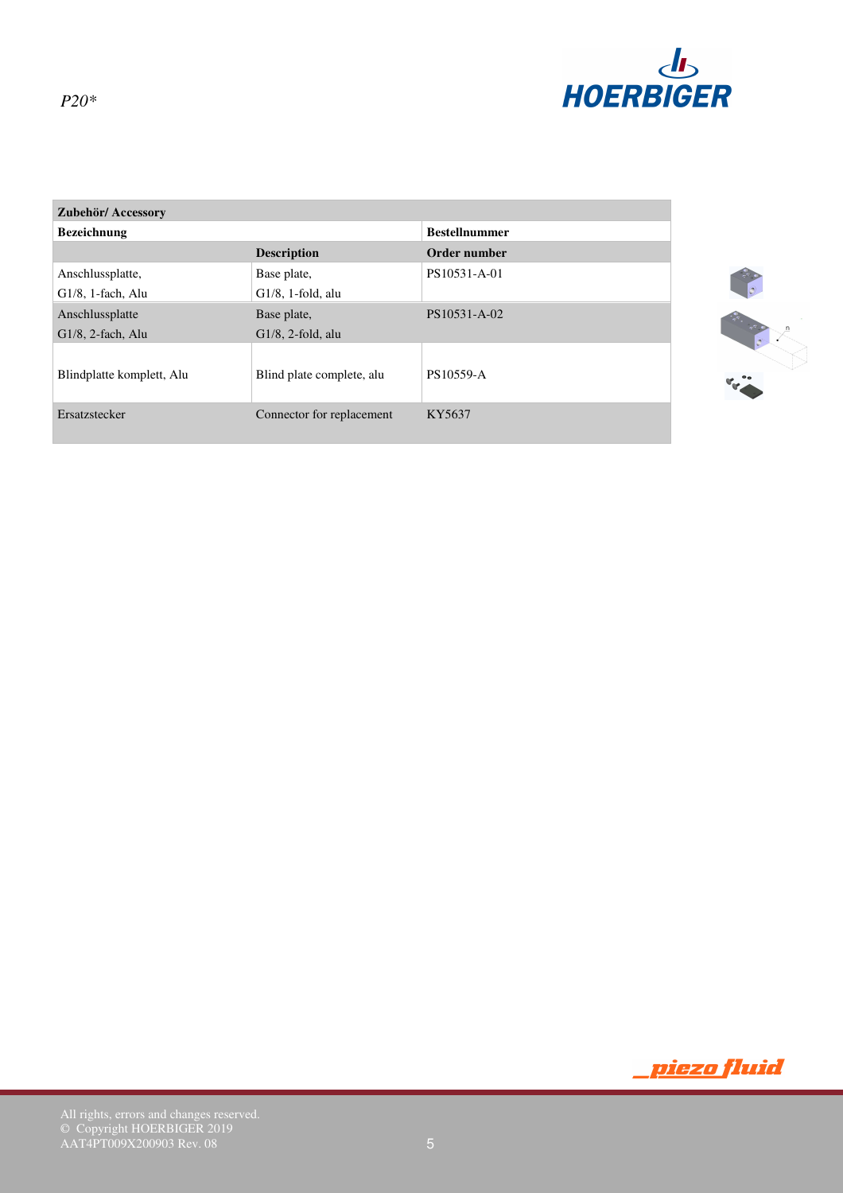| Zubehör/ Accessory | | |
|---|---|---|
| **Bezeichnung** | | **Bestellnummer** |
| | **Description** | **Order number** |
| Anschlussplatte, G1/8, 1-fach, Alu | Base plate, G1/8, 1-fold, alu | PS10531-A-01 |
| Anschlussplatte G1/8, 2-fach, Alu | Base plate, G1/8, 2-fold, alu | PS10531-A-02 |
| Blindplatte komplett, Alu | Blind plate complete, alu | PS10559-A |
| Ersatzstecker | Connector for replacement | KY5637 |